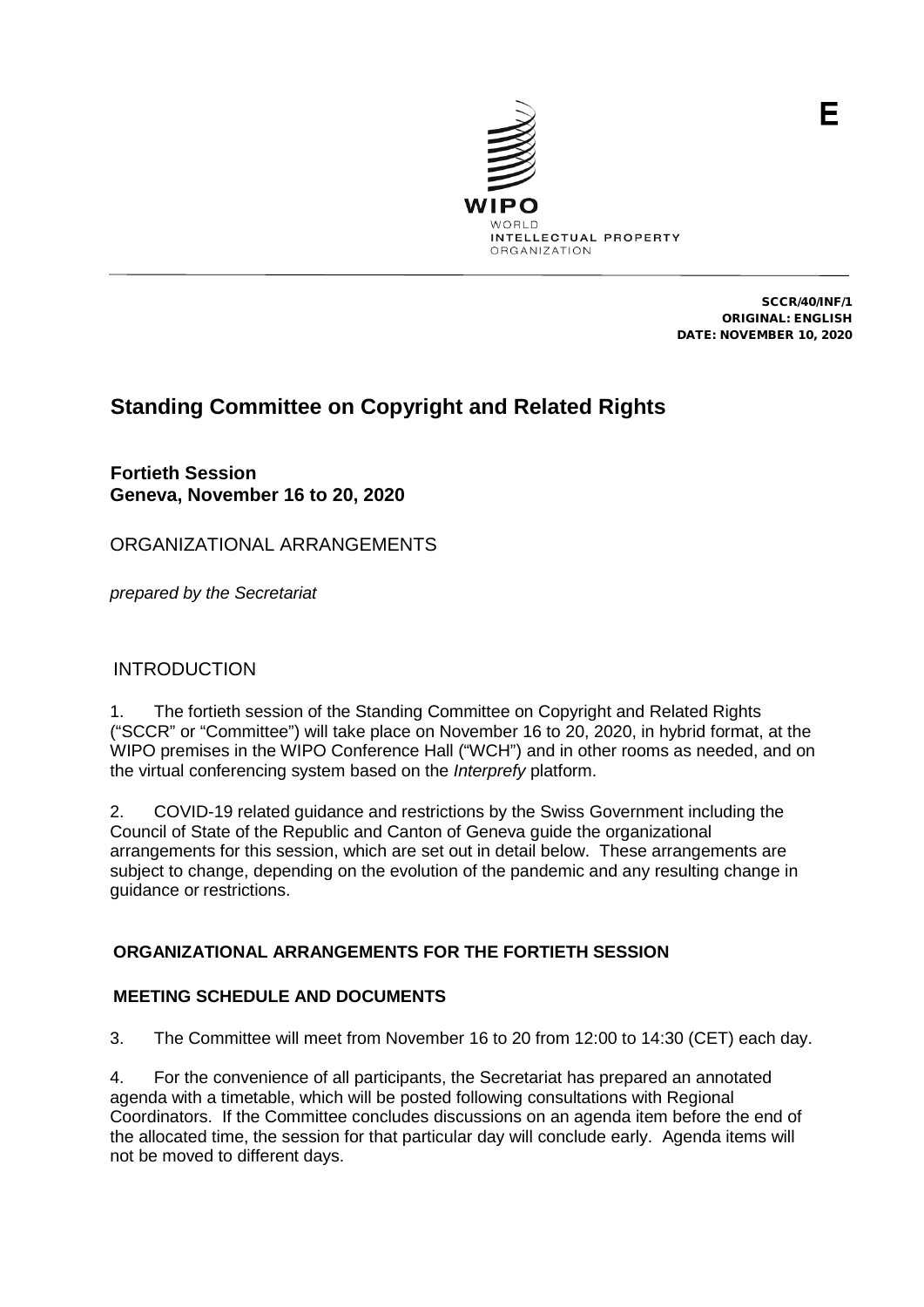E

WIPO
WORLD
INTELLECTUAL PROPERTY
ORGANIZATION

SCCR/40/INF/1
ORIGINAL: ENGLISH
DATE: NOVEMBER 10, 2020

# Standing Committee on Copyright and Related Rights

**Fortieth Session**
**Geneva, November 16 to 20, 2020**

ORGANIZATIONAL ARRANGEMENTS

*prepared by the Secretariat*

## INTRODUCTION

1. The fortieth session of the Standing Committee on Copyright and Related Rights ("SCCR" or "Committee") will take place on November 16 to 20, 2020, in hybrid format, at the WIPO premises in the WIPO Conference Hall ("WCH") and in other rooms as needed, and on the virtual conferencing system based on the *Interprefy* platform.

2. COVID-19 related guidance and restrictions by the Swiss Government including the Council of State of the Republic and Canton of Geneva guide the organizational arrangements for this session, which are set out in detail below. These arrangements are subject to change, depending on the evolution of the pandemic and any resulting change in guidance or restrictions.

## ORGANIZATIONAL ARRANGEMENTS FOR THE FORTIETH SESSION

### MEETING SCHEDULE AND DOCUMENTS

3. The Committee will meet from November 16 to 20 from 12:00 to 14:30 (CET) each day.

4. For the convenience of all participants, the Secretariat has prepared an annotated agenda with a timetable, which will be posted following consultations with Regional Coordinators. If the Committee concludes discussions on an agenda item before the end of the allocated time, the session for that particular day will conclude early. Agenda items will not be moved to different days.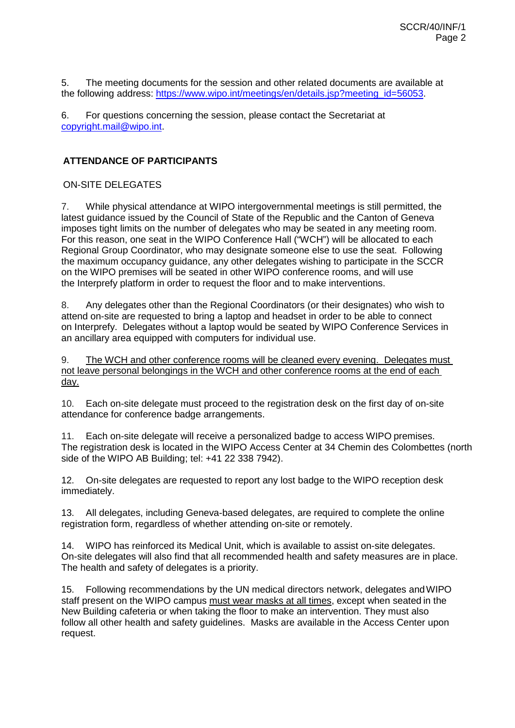5. The meeting documents for the session and other related documents are available at the following address: [https://www.wipo.int/meetings/en/details.jsp?meeting_id=56053](https://www.wipo.int/meetings/en/details.jsp?meeting_id=56053).

6. For questions concerning the session, please contact the Secretariat at [copyright.mail@wipo.int](mailto:copyright.mail@wipo.int).

## ATTENDANCE OF PARTICIPANTS

### ON-SITE DELEGATES

7. While physical attendance at WIPO intergovernmental meetings is still permitted, the latest guidance issued by the Council of State of the Republic and the Canton of Geneva imposes tight limits on the number of delegates who may be seated in any meeting room. For this reason, one seat in the WIPO Conference Hall ("WCH") will be allocated to each Regional Group Coordinator, who may designate someone else to use the seat. Following the maximum occupancy guidance, any other delegates wishing to participate in the SCCR on the WIPO premises will be seated in other WIPO conference rooms, and will use the Interprefy platform in order to request the floor and to make interventions.

8. Any delegates other than the Regional Coordinators (or their designates) who wish to attend on-site are requested to bring a laptop and headset in order to be able to connect on Interprefy. Delegates without a laptop would be seated by WIPO Conference Services in an ancillary area equipped with computers for individual use.

9. <u>The WCH and other conference rooms will be cleaned every evening. Delegates must not leave personal belongings in the WCH and other conference rooms at the end of each day.</u>

10. Each on-site delegate must proceed to the registration desk on the first day of on-site attendance for conference badge arrangements.

11. Each on-site delegate will receive a personalized badge to access WIPO premises. The registration desk is located in the WIPO Access Center at 34 Chemin des Colombettes (north side of the WIPO AB Building; tel: +41 22 338 7942).

12. On-site delegates are requested to report any lost badge to the WIPO reception desk immediately.

13. All delegates, including Geneva-based delegates, are required to complete the online registration form, regardless of whether attending on-site or remotely.

14. WIPO has reinforced its Medical Unit, which is available to assist on-site delegates. On-site delegates will also find that all recommended health and safety measures are in place. The health and safety of delegates is a priority.

15. Following recommendations by the UN medical directors network, delegates and WIPO staff present on the WIPO campus <u>must wear masks at all times</u>, except when seated in the New Building cafeteria or when taking the floor to make an intervention. They must also follow all other health and safety guidelines. Masks are available in the Access Center upon request.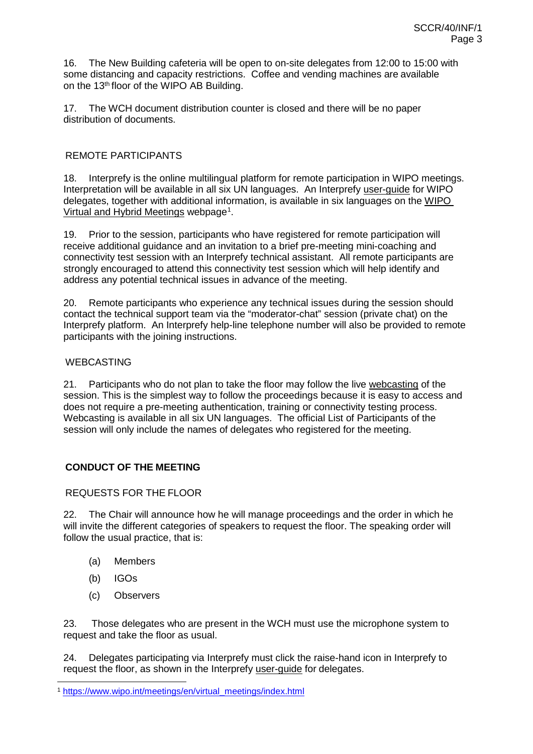16. The New Building cafeteria will be open to on-site delegates from 12:00 to 15:00 with some distancing and capacity restrictions. Coffee and vending machines are available on the 13th floor of the WIPO AB Building.

17. The WCH document distribution counter is closed and there will be no paper distribution of documents.

## REMOTE PARTICIPANTS

18. Interprefy is the online multilingual platform for remote participation in WIPO meetings. Interpretation will be available in all six UN languages. An Interprefy user-guide for WIPO delegates, together with additional information, is available in six languages on the WIPO Virtual and Hybrid Meetings webpage[1].

19. Prior to the session, participants who have registered for remote participation will receive additional guidance and an invitation to a brief pre-meeting mini-coaching and connectivity test session with an Interprefy technical assistant. All remote participants are strongly encouraged to attend this connectivity test session which will help identify and address any potential technical issues in advance of the meeting.

20. Remote participants who experience any technical issues during the session should contact the technical support team via the "moderator-chat" session (private chat) on the Interprefy platform. An Interprefy help-line telephone number will also be provided to remote participants with the joining instructions.

## WEBCASTING

21. Participants who do not plan to take the floor may follow the live webcasting of the session. This is the simplest way to follow the proceedings because it is easy to access and does not require a pre-meeting authentication, training or connectivity testing process. Webcasting is available in all six UN languages. The official List of Participants of the session will only include the names of delegates who registered for the meeting.

# CONDUCT OF THE MEETING

## REQUESTS FOR THE FLOOR

22. The Chair will announce how he will manage proceedings and the order in which he will invite the different categories of speakers to request the floor. The speaking order will follow the usual practice, that is:

(a) Members

(b) IGOs

(c) Observers

23. Those delegates who are present in the WCH must use the microphone system to request and take the floor as usual.

24. Delegates participating via Interprefy must click the raise-hand icon in Interprefy to request the floor, as shown in the Interprefy user-guide for delegates.

[1] https://www.wipo.int/meetings/en/virtual_meetings/index.html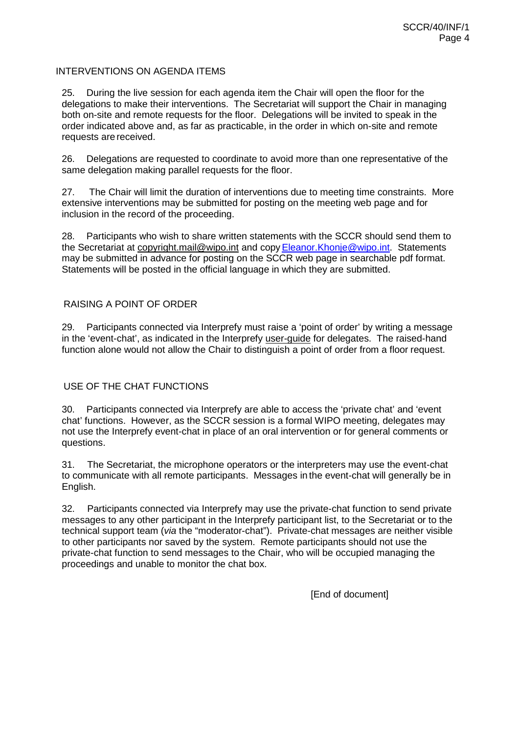## INTERVENTIONS ON AGENDA ITEMS

25. During the live session for each agenda item the Chair will open the floor for the delegations to make their interventions. The Secretariat will support the Chair in managing both on-site and remote requests for the floor. Delegations will be invited to speak in the order indicated above and, as far as practicable, in the order in which on-site and remote requests are received.

26. Delegations are requested to coordinate to avoid more than one representative of the same delegation making parallel requests for the floor.

27. The Chair will limit the duration of interventions due to meeting time constraints. More extensive interventions may be submitted for posting on the meeting web page and for inclusion in the record of the proceeding.

28. Participants who wish to share written statements with the SCCR should send them to the Secretariat at copyright.mail@wipo.int and copy Eleanor.Khonje@wipo.int. Statements may be submitted in advance for posting on the SCCR web page in searchable pdf format. Statements will be posted in the official language in which they are submitted.

## RAISING A POINT OF ORDER

29. Participants connected via Interprefy must raise a 'point of order' by writing a message in the 'event-chat', as indicated in the Interprefy user-guide for delegates. The raised-hand function alone would not allow the Chair to distinguish a point of order from a floor request.

## USE OF THE CHAT FUNCTIONS

30. Participants connected via Interprefy are able to access the 'private chat' and 'event chat' functions. However, as the SCCR session is a formal WIPO meeting, delegates may not use the Interprefy event-chat in place of an oral intervention or for general comments or questions.

31. The Secretariat, the microphone operators or the interpreters may use the event-chat to communicate with all remote participants. Messages in the event-chat will generally be in English.

32. Participants connected via Interprefy may use the private-chat function to send private messages to any other participant in the Interprefy participant list, to the Secretariat or to the technical support team (*via* the "moderator-chat"). Private-chat messages are neither visible to other participants nor saved by the system. Remote participants should not use the private-chat function to send messages to the Chair, who will be occupied managing the proceedings and unable to monitor the chat box.

[End of document]